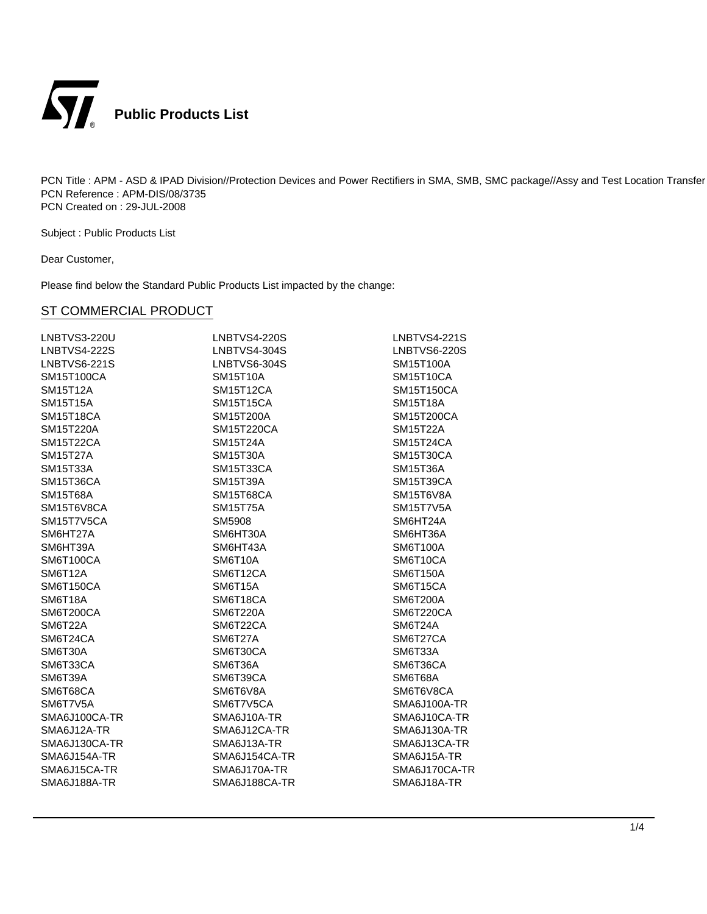# Public Products List

PCN Title : APM - ASD & IPAD Division//Protection Devices and Power Rectifiers in SMA, SMB, SMC package//Assy and Test Location Transfer
PCN Reference : APM-DIS/08/3735
PCN Created on : 29-JUL-2008

Subject : Public Products List

Dear Customer,

Please find below the Standard Public Products List impacted by the change:

## ST COMMERCIAL PRODUCT

| | | |
|---|---|---|
| LNBTVS3-220U | LNBTVS4-220S | LNBTVS4-221S |
| LNBTVS4-222S | LNBTVS4-304S | LNBTVS6-220S |
| LNBTVS6-221S | LNBTVS6-304S | SM15T100A |
| SM15T100CA | SM15T10A | SM15T10CA |
| SM15T12A | SM15T12CA | SM15T150CA |
| SM15T15A | SM15T15CA | SM15T18A |
| SM15T18CA | SM15T200A | SM15T200CA |
| SM15T220A | SM15T220CA | SM15T22A |
| SM15T22CA | SM15T24A | SM15T24CA |
| SM15T27A | SM15T30A | SM15T30CA |
| SM15T33A | SM15T33CA | SM15T36A |
| SM15T36CA | SM15T39A | SM15T39CA |
| SM15T68A | SM15T68CA | SM15T6V8A |
| SM15T6V8CA | SM15T75A | SM15T7V5A |
| SM15T7V5CA | SM5908 | SM6HT24A |
| SM6HT27A | SM6HT30A | SM6HT36A |
| SM6HT39A | SM6HT43A | SM6T100A |
| SM6T100CA | SM6T10A | SM6T10CA |
| SM6T12A | SM6T12CA | SM6T150A |
| SM6T150CA | SM6T15A | SM6T15CA |
| SM6T18A | SM6T18CA | SM6T200A |
| SM6T200CA | SM6T220A | SM6T220CA |
| SM6T22A | SM6T22CA | SM6T24A |
| SM6T24CA | SM6T27A | SM6T27CA |
| SM6T30A | SM6T30CA | SM6T33A |
| SM6T33CA | SM6T36A | SM6T36CA |
| SM6T39A | SM6T39CA | SM6T68A |
| SM6T68CA | SM6T6V8A | SM6T6V8CA |
| SM6T7V5A | SM6T7V5CA | SMA6J100A-TR |
| SMA6J100CA-TR | SMA6J10A-TR | SMA6J10CA-TR |
| SMA6J12A-TR | SMA6J12CA-TR | SMA6J130A-TR |
| SMA6J130CA-TR | SMA6J13A-TR | SMA6J13CA-TR |
| SMA6J154A-TR | SMA6J154CA-TR | SMA6J15A-TR |
| SMA6J15CA-TR | SMA6J170A-TR | SMA6J170CA-TR |
| SMA6J188A-TR | SMA6J188CA-TR | SMA6J18A-TR |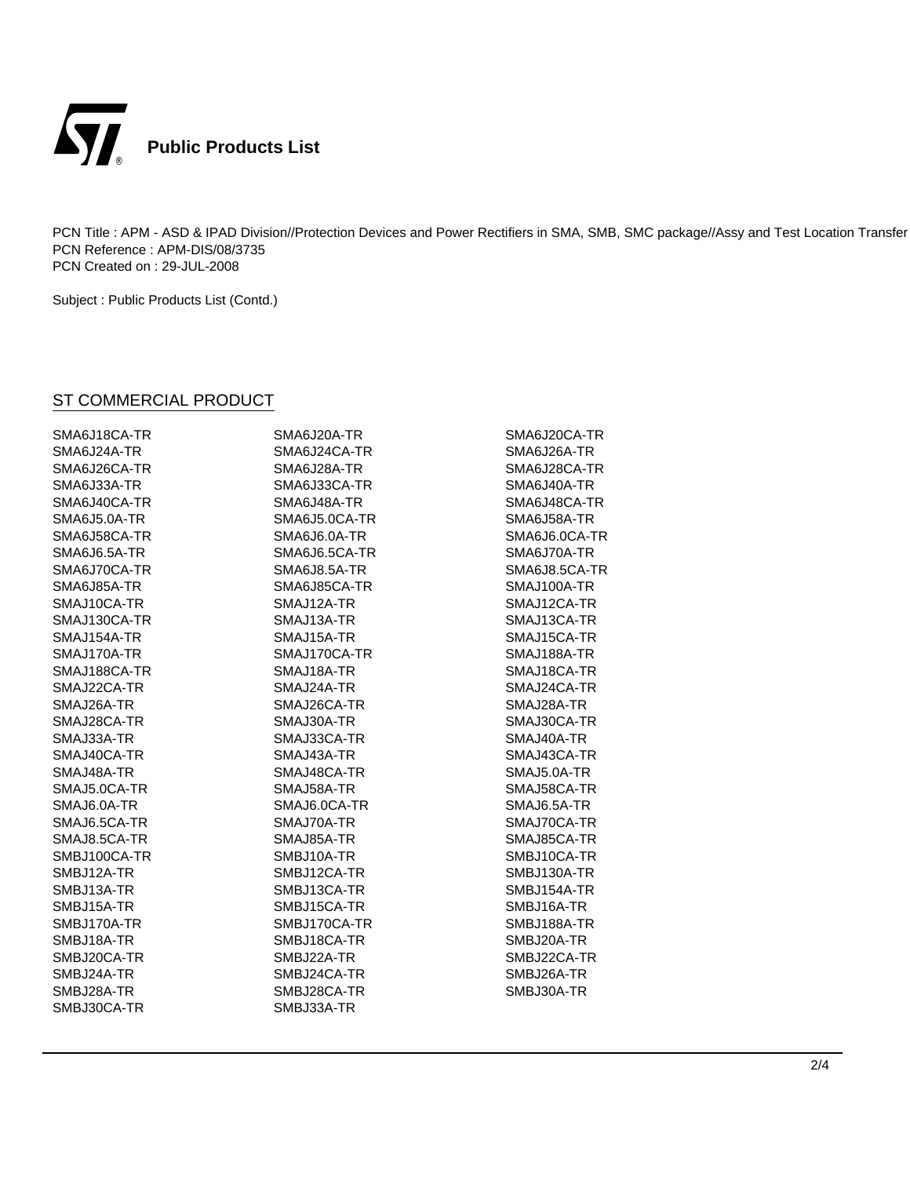# Public Products List

PCN Title : APM - ASD & IPAD Division//Protection Devices and Power Rectifiers in SMA, SMB, SMC package//Assy and Test Location Transfer
PCN Reference : APM-DIS/08/3735
PCN Created on : 29-JUL-2008

Subject : Public Products List (Contd.)

## ST COMMERCIAL PRODUCT

| | | |
|---|---|---|
| SMA6J18CA-TR | SMA6J20A-TR | SMA6J20CA-TR |
| SMA6J24A-TR | SMA6J24CA-TR | SMA6J26A-TR |
| SMA6J26CA-TR | SMA6J28A-TR | SMA6J28CA-TR |
| SMA6J33A-TR | SMA6J33CA-TR | SMA6J40A-TR |
| SMA6J40CA-TR | SMA6J48A-TR | SMA6J48CA-TR |
| SMA6J5.0A-TR | SMA6J5.0CA-TR | SMA6J58A-TR |
| SMA6J58CA-TR | SMA6J6.0A-TR | SMA6J6.0CA-TR |
| SMA6J6.5A-TR | SMA6J6.5CA-TR | SMA6J70A-TR |
| SMA6J70CA-TR | SMA6J8.5A-TR | SMA6J8.5CA-TR |
| SMA6J85A-TR | SMA6J85CA-TR | SMAJ100A-TR |
| SMAJ10CA-TR | SMAJ12A-TR | SMAJ12CA-TR |
| SMAJ130CA-TR | SMAJ13A-TR | SMAJ13CA-TR |
| SMAJ154A-TR | SMAJ15A-TR | SMAJ15CA-TR |
| SMAJ170A-TR | SMAJ170CA-TR | SMAJ188A-TR |
| SMAJ188CA-TR | SMAJ18A-TR | SMAJ18CA-TR |
| SMAJ22CA-TR | SMAJ24A-TR | SMAJ24CA-TR |
| SMAJ26A-TR | SMAJ26CA-TR | SMAJ28A-TR |
| SMAJ28CA-TR | SMAJ30A-TR | SMAJ30CA-TR |
| SMAJ33A-TR | SMAJ33CA-TR | SMAJ40A-TR |
| SMAJ40CA-TR | SMAJ43A-TR | SMAJ43CA-TR |
| SMAJ48A-TR | SMAJ48CA-TR | SMAJ5.0A-TR |
| SMAJ5.0CA-TR | SMAJ58A-TR | SMAJ58CA-TR |
| SMAJ6.0A-TR | SMAJ6.0CA-TR | SMAJ6.5A-TR |
| SMAJ6.5CA-TR | SMAJ70A-TR | SMAJ70CA-TR |
| SMAJ8.5CA-TR | SMAJ85A-TR | SMAJ85CA-TR |
| SMBJ100CA-TR | SMBJ10A-TR | SMBJ10CA-TR |
| SMBJ12A-TR | SMBJ12CA-TR | SMBJ130A-TR |
| SMBJ13A-TR | SMBJ13CA-TR | SMBJ154A-TR |
| SMBJ15A-TR | SMBJ15CA-TR | SMBJ16A-TR |
| SMBJ170A-TR | SMBJ170CA-TR | SMBJ188A-TR |
| SMBJ18A-TR | SMBJ18CA-TR | SMBJ20A-TR |
| SMBJ20CA-TR | SMBJ22A-TR | SMBJ22CA-TR |
| SMBJ24A-TR | SMBJ24CA-TR | SMBJ26A-TR |
| SMBJ28A-TR | SMBJ28CA-TR | SMBJ30A-TR |
| SMBJ30CA-TR | SMBJ33A-TR | |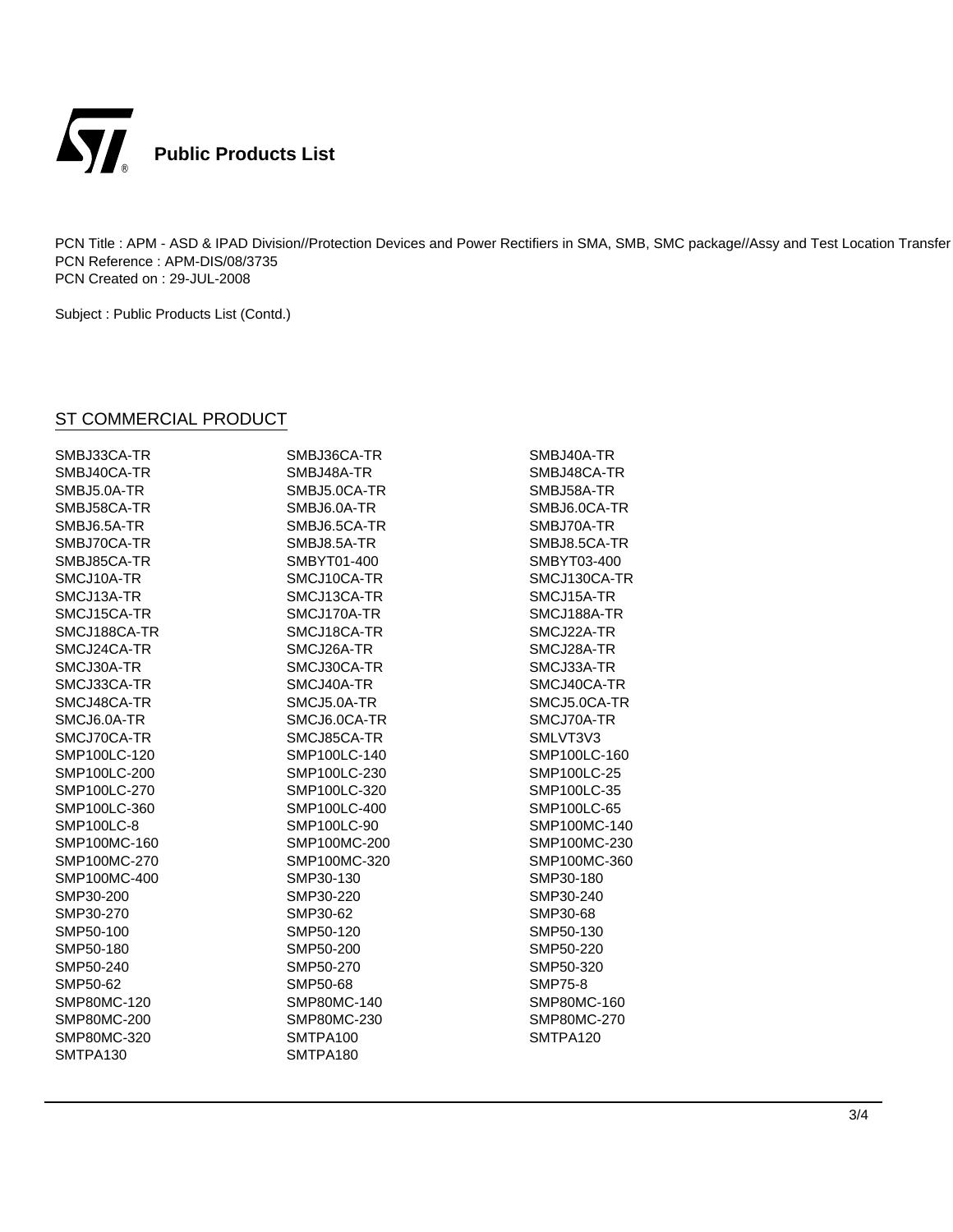# Public Products List

PCN Title : APM - ASD & IPAD Division//Protection Devices and Power Rectifiers in SMA, SMB, SMC package//Assy and Test Location Transfer
PCN Reference : APM-DIS/08/3735
PCN Created on : 29-JUL-2008

Subject : Public Products List (Contd.)

## ST COMMERCIAL PRODUCT

| | | |
|---|---|---|
| SMBJ33CA-TR | SMBJ36CA-TR | SMBJ40A-TR |
| SMBJ40CA-TR | SMBJ48A-TR | SMBJ48CA-TR |
| SMBJ5.0A-TR | SMBJ5.0CA-TR | SMBJ58A-TR |
| SMBJ58CA-TR | SMBJ6.0A-TR | SMBJ6.0CA-TR |
| SMBJ6.5A-TR | SMBJ6.5CA-TR | SMBJ70A-TR |
| SMBJ70CA-TR | SMBJ8.5A-TR | SMBJ8.5CA-TR |
| SMBJ85CA-TR | SMBYT01-400 | SMBYT03-400 |
| SMCJ10A-TR | SMCJ10CA-TR | SMCJ130CA-TR |
| SMCJ13A-TR | SMCJ13CA-TR | SMCJ15A-TR |
| SMCJ15CA-TR | SMCJ170A-TR | SMCJ188A-TR |
| SMCJ188CA-TR | SMCJ18CA-TR | SMCJ22A-TR |
| SMCJ24CA-TR | SMCJ26A-TR | SMCJ28A-TR |
| SMCJ30A-TR | SMCJ30CA-TR | SMCJ33A-TR |
| SMCJ33CA-TR | SMCJ40A-TR | SMCJ40CA-TR |
| SMCJ48CA-TR | SMCJ5.0A-TR | SMCJ5.0CA-TR |
| SMCJ6.0A-TR | SMCJ6.0CA-TR | SMCJ70A-TR |
| SMCJ70CA-TR | SMCJ85CA-TR | SMLVT3V3 |
| SMP100LC-120 | SMP100LC-140 | SMP100LC-160 |
| SMP100LC-200 | SMP100LC-230 | SMP100LC-25 |
| SMP100LC-270 | SMP100LC-320 | SMP100LC-35 |
| SMP100LC-360 | SMP100LC-400 | SMP100LC-65 |
| SMP100LC-8 | SMP100LC-90 | SMP100MC-140 |
| SMP100MC-160 | SMP100MC-200 | SMP100MC-230 |
| SMP100MC-270 | SMP100MC-320 | SMP100MC-360 |
| SMP100MC-400 | SMP30-130 | SMP30-180 |
| SMP30-200 | SMP30-220 | SMP30-240 |
| SMP30-270 | SMP30-62 | SMP30-68 |
| SMP50-100 | SMP50-120 | SMP50-130 |
| SMP50-180 | SMP50-200 | SMP50-220 |
| SMP50-240 | SMP50-270 | SMP50-320 |
| SMP50-62 | SMP50-68 | SMP75-8 |
| SMP80MC-120 | SMP80MC-140 | SMP80MC-160 |
| SMP80MC-200 | SMP80MC-230 | SMP80MC-270 |
| SMP80MC-320 | SMTPA100 | SMTPA120 |
| SMTPA130 | SMTPA180 | |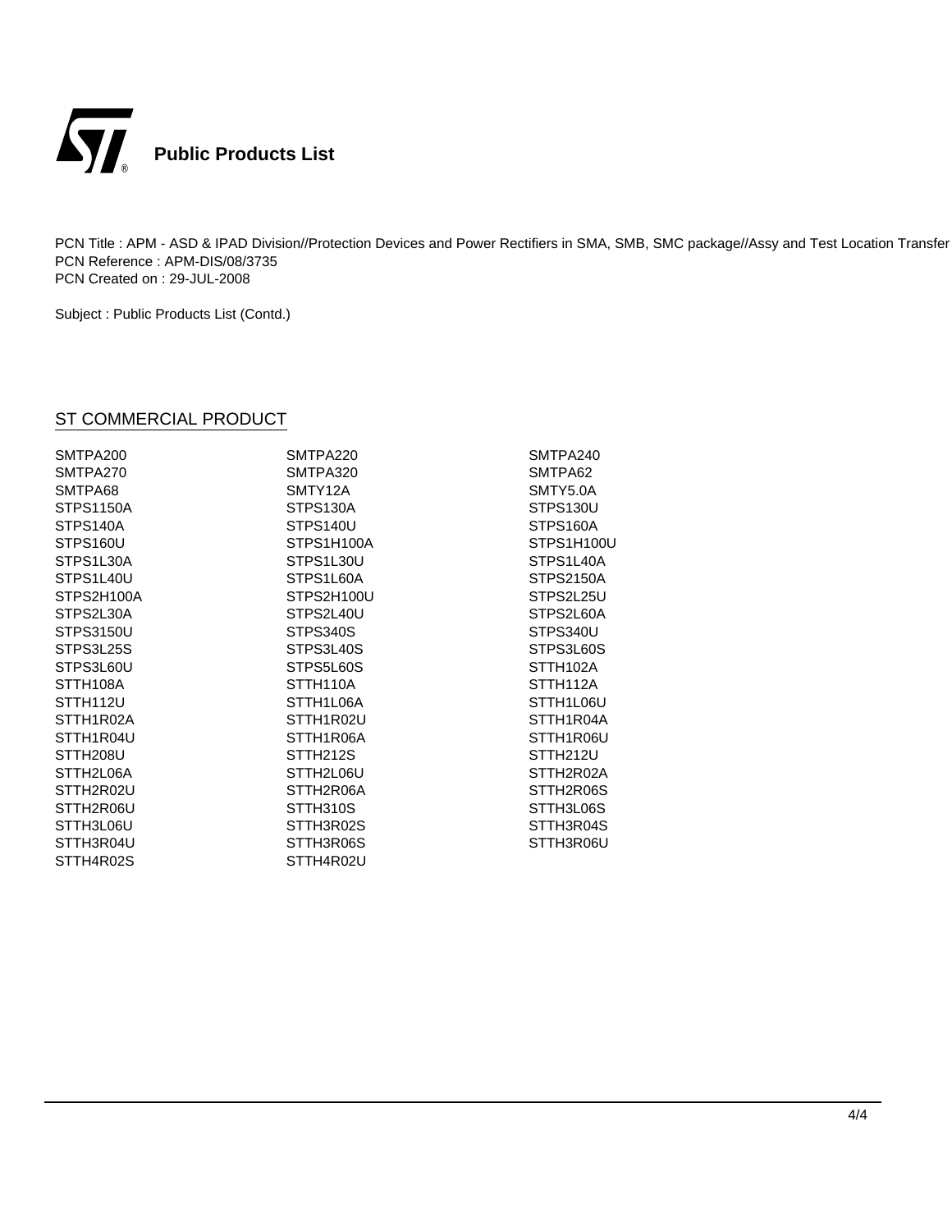# Public Products List

PCN Title : APM - ASD & IPAD Division//Protection Devices and Power Rectifiers in SMA, SMB, SMC package//Assy and Test Location Transfer
PCN Reference : APM-DIS/08/3735
PCN Created on : 29-JUL-2008

Subject : Public Products List (Contd.)

## ST COMMERCIAL PRODUCT

| | | |
|---|---|---|
| SMTPA200 | SMTPA220 | SMTPA240 |
| SMTPA270 | SMTPA320 | SMTPA62 |
| SMTPA68 | SMTY12A | SMTY5.0A |
| STPS1150A | STPS130A | STPS130U |
| STPS140A | STPS140U | STPS160A |
| STPS160U | STPS1H100A | STPS1H100U |
| STPS1L30A | STPS1L30U | STPS1L40A |
| STPS1L40U | STPS1L60A | STPS2150A |
| STPS2H100A | STPS2H100U | STPS2L25U |
| STPS2L30A | STPS2L40U | STPS2L60A |
| STPS3150U | STPS340S | STPS340U |
| STPS3L25S | STPS3L40S | STPS3L60S |
| STPS3L60U | STPS5L60S | STTH102A |
| STTH108A | STTH110A | STTH112A |
| STTH112U | STTH1L06A | STTH1L06U |
| STTH1R02A | STTH1R02U | STTH1R04A |
| STTH1R04U | STTH1R06A | STTH1R06U |
| STTH208U | STTH212S | STTH212U |
| STTH2L06A | STTH2L06U | STTH2R02A |
| STTH2R02U | STTH2R06A | STTH2R06S |
| STTH2R06U | STTH310S | STTH3L06S |
| STTH3L06U | STTH3R02S | STTH3R04S |
| STTH3R04U | STTH3R06S | STTH3R06U |
| STTH4R02S | STTH4R02U | |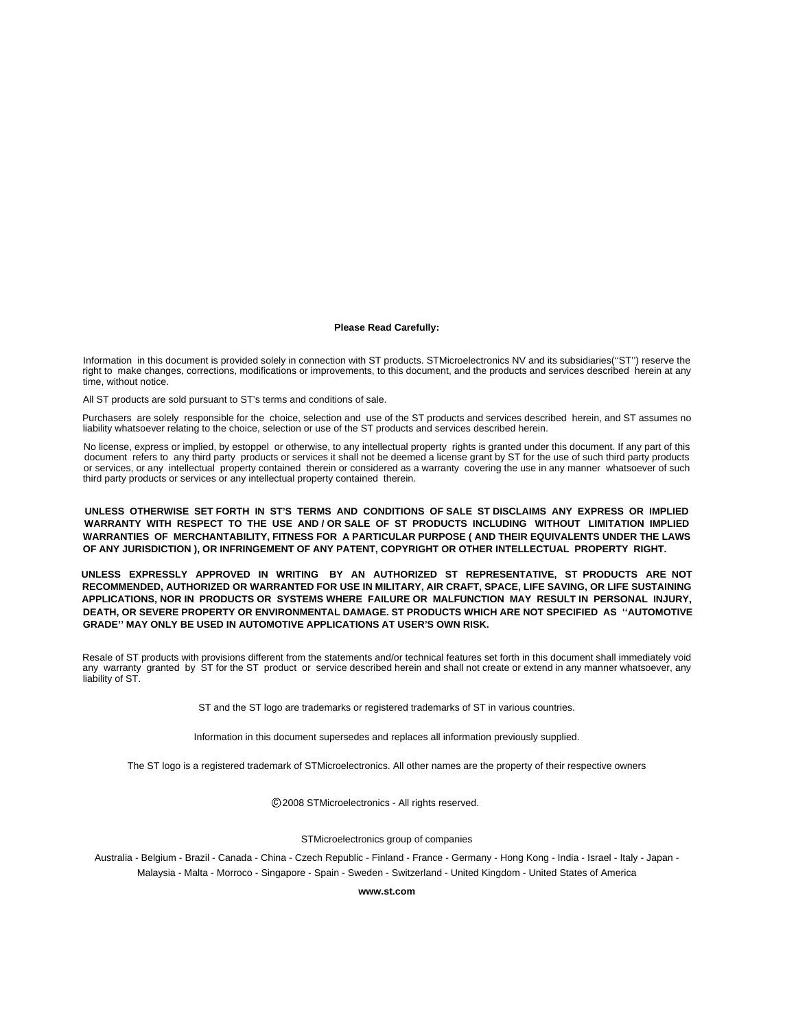**Please Read Carefully:**

Information in this document is provided solely in connection with ST products. STMicroelectronics NV and its subsidiaries(''ST'') reserve the right to make changes, corrections, modifications or improvements, to this document, and the products and services described herein at any time, without notice.

All ST products are sold pursuant to ST's terms and conditions of sale.

Purchasers are solely responsible for the choice, selection and use of the ST products and services described herein, and ST assumes no liability whatsoever relating to the choice, selection or use of the ST products and services described herein.

No license, express or implied, by estoppel or otherwise, to any intellectual property rights is granted under this document. If any part of this document refers to any third party products or services it shall not be deemed a license grant by ST for the use of such third party products or services, or any intellectual property contained therein or considered as a warranty covering the use in any manner whatsoever of such third party products or services or any intellectual property contained therein.

**UNLESS OTHERWISE SET FORTH IN ST'S TERMS AND CONDITIONS OF SALE ST DISCLAIMS ANY EXPRESS OR IMPLIED WARRANTY WITH RESPECT TO THE USE AND / OR SALE OF ST PRODUCTS INCLUDING WITHOUT LIMITATION IMPLIED WARRANTIES OF MERCHANTABILITY, FITNESS FOR A PARTICULAR PURPOSE ( AND THEIR EQUIVALENTS UNDER THE LAWS OF ANY JURISDICTION ), OR INFRINGEMENT OF ANY PATENT, COPYRIGHT OR OTHER INTELLECTUAL PROPERTY RIGHT.**

**UNLESS EXPRESSLY APPROVED IN WRITING BY AN AUTHORIZED ST REPRESENTATIVE, ST PRODUCTS ARE NOT RECOMMENDED, AUTHORIZED OR WARRANTED FOR USE IN MILITARY, AIR CRAFT, SPACE, LIFE SAVING, OR LIFE SUSTAINING APPLICATIONS, NOR IN PRODUCTS OR SYSTEMS WHERE FAILURE OR MALFUNCTION MAY RESULT IN PERSONAL INJURY, DEATH, OR SEVERE PROPERTY OR ENVIRONMENTAL DAMAGE. ST PRODUCTS WHICH ARE NOT SPECIFIED AS ''AUTOMOTIVE GRADE'' MAY ONLY BE USED IN AUTOMOTIVE APPLICATIONS AT USER'S OWN RISK.**

Resale of ST products with provisions different from the statements and/or technical features set forth in this document shall immediately void any warranty granted by ST for the ST product or service described herein and shall not create or extend in any manner whatsoever, any liability of ST.

ST and the ST logo are trademarks or registered trademarks of ST in various countries.

Information in this document supersedes and replaces all information previously supplied.

The ST logo is a registered trademark of STMicroelectronics. All other names are the property of their respective owners

© 2008 STMicroelectronics - All rights reserved.

STMicroelectronics group of companies

Australia - Belgium - Brazil - Canada - China - Czech Republic - Finland - France - Germany - Hong Kong - India - Israel - Italy - Japan - Malaysia - Malta - Morroco - Singapore - Spain - Sweden - Switzerland - United Kingdom - United States of America

**www.st.com**